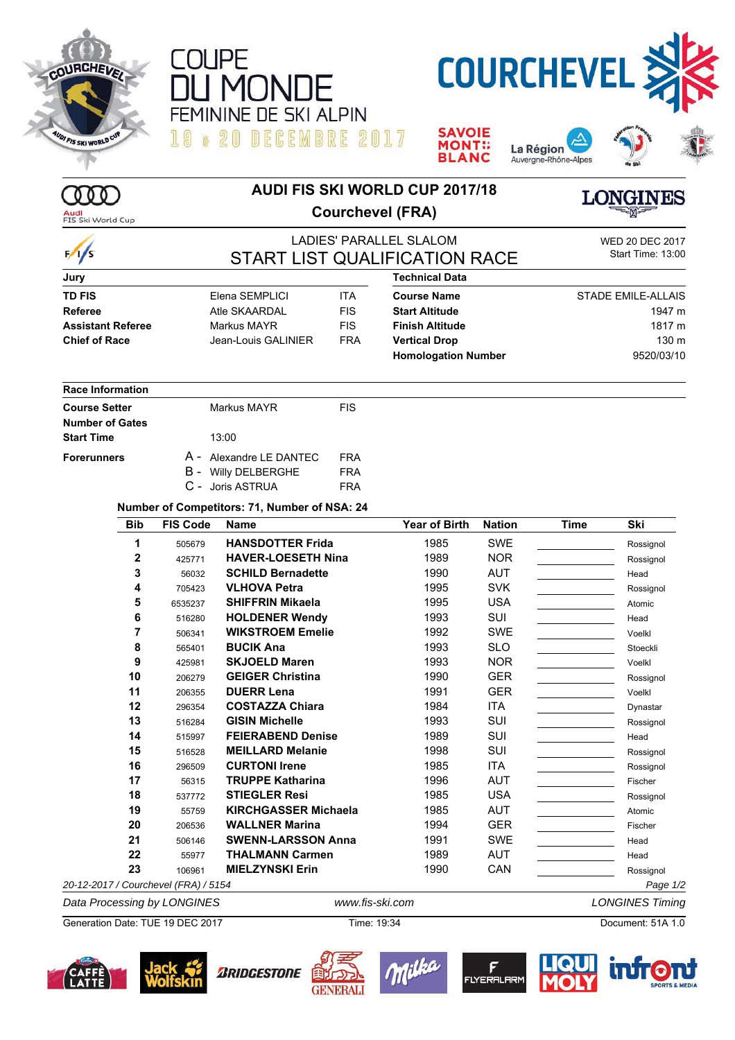# COUPE DU MONDE FEMININE DE SKI ALPIN

19 & 20 DECEMBRE 2017

COURCHEVEL

## AUDI FIS SKI WORLD CUP 2017/18

## Courchevel (FRA)

### LADIES' PARALLEL SLALOM

### START LIST QUALIFICATION RACE

WED 20 DEC 2017
Start Time: 13:00

| Jury | | |
|---|---|---|
| **TD FIS** | Elena SEMPLICI | ITA |
| **Referee** | Atle SKAARDAL | FIS |
| **Assistant Referee** | Markus MAYR | FIS |
| **Chief of Race** | Jean-Louis GALINIER | FRA |

| Technical Data | |
|---|---|
| **Course Name** | STADE EMILE-ALLAIS |
| **Start Altitude** | 1947 m |
| **Finish Altitude** | 1817 m |
| **Vertical Drop** | 130 m |
| **Homologation Number** | 9520/03/10 |

| Race Information | | |
|---|---|---|
| **Course Setter** | Markus MAYR | FIS |
| **Number of Gates** | | |
| **Start Time** | 13:00 | |
| **Forerunners** | A - Alexandre LE DANTEC | FRA |
| | B - Willy DELBERGHE | FRA |
| | C - Joris ASTRUA | FRA |

**Number of Competitors: 71, Number of NSA: 24**

| Bib | FIS Code | Name | Year of Birth | Nation | Time | Ski |
|---|---|---|---|---|---|---|
| 1 | 505679 | **HANSDOTTER Frida** | 1985 | SWE | | Rossignol |
| 2 | 425771 | **HAVER-LOESETH Nina** | 1989 | NOR | | Rossignol |
| 3 | 56032 | **SCHILD Bernadette** | 1990 | AUT | | Head |
| 4 | 705423 | **VLHOVA Petra** | 1995 | SVK | | Rossignol |
| 5 | 6535237 | **SHIFFRIN Mikaela** | 1995 | USA | | Atomic |
| 6 | 516280 | **HOLDENER Wendy** | 1993 | SUI | | Head |
| 7 | 506341 | **WIKSTROEM Emelie** | 1992 | SWE | | Voelkl |
| 8 | 565401 | **BUCIK Ana** | 1993 | SLO | | Stoeckli |
| 9 | 425981 | **SKJOELD Maren** | 1993 | NOR | | Voelkl |
| 10 | 206279 | **GEIGER Christina** | 1990 | GER | | Rossignol |
| 11 | 206355 | **DUERR Lena** | 1991 | GER | | Voelkl |
| 12 | 296354 | **COSTAZZA Chiara** | 1984 | ITA | | Dynastar |
| 13 | 516284 | **GISIN Michelle** | 1993 | SUI | | Rossignol |
| 14 | 515997 | **FEIERABEND Denise** | 1989 | SUI | | Head |
| 15 | 516528 | **MEILLARD Melanie** | 1998 | SUI | | Rossignol |
| 16 | 296509 | **CURTONI Irene** | 1985 | ITA | | Rossignol |
| 17 | 56315 | **TRUPPE Katharina** | 1996 | AUT | | Fischer |
| 18 | 537772 | **STIEGLER Resi** | 1985 | USA | | Rossignol |
| 19 | 55759 | **KIRCHGASSER Michaela** | 1985 | AUT | | Atomic |
| 20 | 206536 | **WALLNER Marina** | 1994 | GER | | Fischer |
| 21 | 506146 | **SWENN-LARSSON Anna** | 1991 | SWE | | Head |
| 22 | 55977 | **THALMANN Carmen** | 1989 | AUT | | Head |
| 23 | 106961 | **MIELZYNSKI Erin** | 1990 | CAN | | Rossignol |

*20-12-2017 / Courchevel (FRA) / 5154*

*Data Processing by LONGINES* *www.fis-ski.com* *LONGINES Timing*

Generation Date: TUE 19 DEC 2017 Time: 19:34 Document: 51A 1.0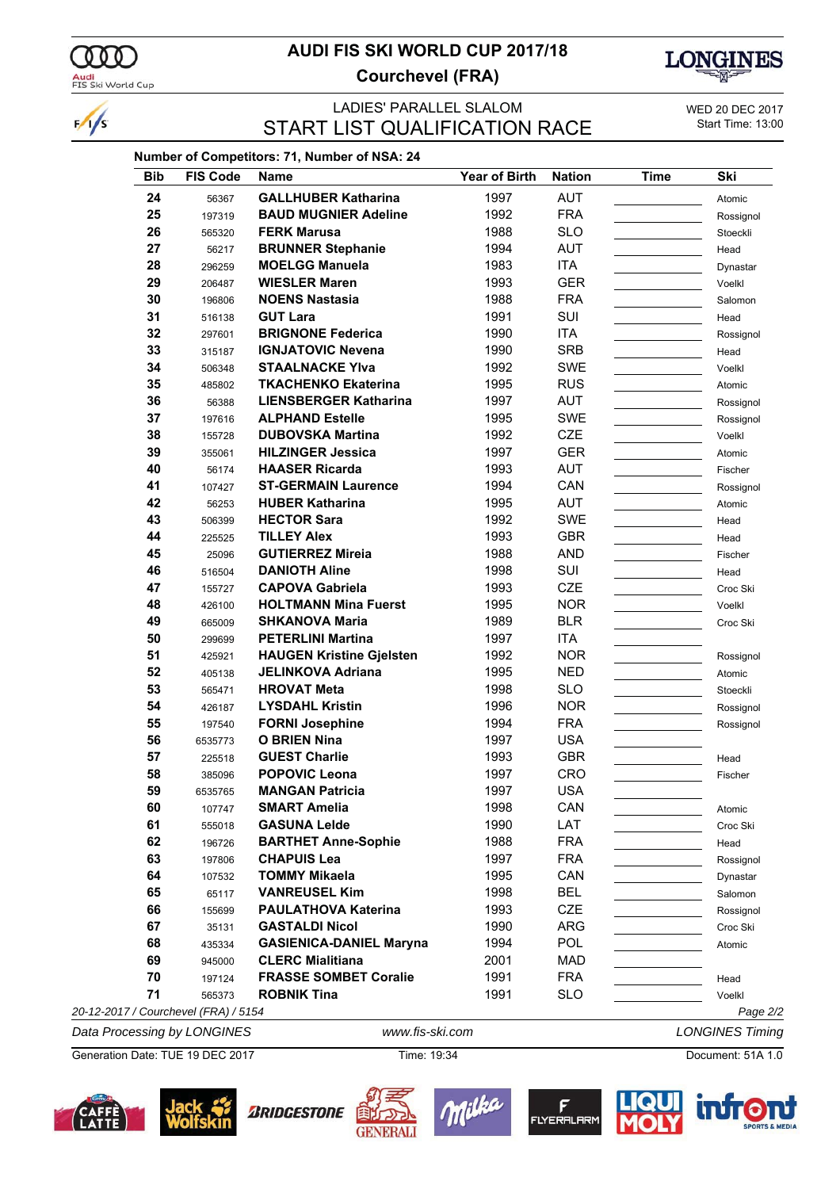# AUDI FIS SKI WORLD CUP 2017/18

## Courchevel (FRA)

### LADIES' PARALLEL SLALOM

### START LIST QUALIFICATION RACE

WED 20 DEC 2017
Start Time: 13:00

**Number of Competitors: 71, Number of NSA: 24**

| Bib | FIS Code | Name | Year of Birth | Nation | Time | Ski |
|---|---|---|---|---|---|---|
| 24 | 56367 | GALLHUBER Katharina | 1997 | AUT | | Atomic |
| 25 | 197319 | BAUD MUGNIER Adeline | 1992 | FRA | | Rossignol |
| 26 | 565320 | FERK Marusa | 1988 | SLO | | Stoeckli |
| 27 | 56217 | BRUNNER Stephanie | 1994 | AUT | | Head |
| 28 | 296259 | MOELGG Manuela | 1983 | ITA | | Dynastar |
| 29 | 206487 | WIESLER Maren | 1993 | GER | | Voelkl |
| 30 | 196806 | NOENS Nastasia | 1988 | FRA | | Salomon |
| 31 | 516138 | GUT Lara | 1991 | SUI | | Head |
| 32 | 297601 | BRIGNONE Federica | 1990 | ITA | | Rossignol |
| 33 | 315187 | IGNJATOVIC Nevena | 1990 | SRB | | Head |
| 34 | 506348 | STAALNACKE Ylva | 1992 | SWE | | Voelkl |
| 35 | 485802 | TKACHENKO Ekaterina | 1995 | RUS | | Atomic |
| 36 | 56388 | LIENSBERGER Katharina | 1997 | AUT | | Rossignol |
| 37 | 197616 | ALPHAND Estelle | 1995 | SWE | | Rossignol |
| 38 | 155728 | DUBOVSKA Martina | 1992 | CZE | | Voelkl |
| 39 | 355061 | HILZINGER Jessica | 1997 | GER | | Atomic |
| 40 | 56174 | HAASER Ricarda | 1993 | AUT | | Fischer |
| 41 | 107427 | ST-GERMAIN Laurence | 1994 | CAN | | Rossignol |
| 42 | 56253 | HUBER Katharina | 1995 | AUT | | Atomic |
| 43 | 506399 | HECTOR Sara | 1992 | SWE | | Head |
| 44 | 225525 | TILLEY Alex | 1993 | GBR | | Head |
| 45 | 25096 | GUTIERREZ Mireia | 1988 | AND | | Fischer |
| 46 | 516504 | DANIOTH Aline | 1998 | SUI | | Head |
| 47 | 155727 | CAPOVA Gabriela | 1993 | CZE | | Croc Ski |
| 48 | 426100 | HOLTMANN Mina Fuerst | 1995 | NOR | | Voelkl |
| 49 | 665009 | SHKANOVA Maria | 1989 | BLR | | Croc Ski |
| 50 | 299699 | PETERLINI Martina | 1997 | ITA | | |
| 51 | 425921 | HAUGEN Kristine Gjelsten | 1992 | NOR | | Rossignol |
| 52 | 405138 | JELINKOVA Adriana | 1995 | NED | | Atomic |
| 53 | 565471 | HROVAT Meta | 1998 | SLO | | Stoeckli |
| 54 | 426187 | LYSDAHL Kristin | 1996 | NOR | | Rossignol |
| 55 | 197540 | FORNI Josephine | 1994 | FRA | | Rossignol |
| 56 | 6535773 | O BRIEN Nina | 1997 | USA | | |
| 57 | 225518 | GUEST Charlie | 1993 | GBR | | Head |
| 58 | 385096 | POPOVIC Leona | 1997 | CRO | | Fischer |
| 59 | 6535765 | MANGAN Patricia | 1997 | USA | | |
| 60 | 107747 | SMART Amelia | 1998 | CAN | | Atomic |
| 61 | 555018 | GASUNA Lelde | 1990 | LAT | | Croc Ski |
| 62 | 196726 | BARTHET Anne-Sophie | 1988 | FRA | | Head |
| 63 | 197806 | CHAPUIS Lea | 1997 | FRA | | Rossignol |
| 64 | 107532 | TOMMY Mikaela | 1995 | CAN | | Dynastar |
| 65 | 65117 | VANREUSEL Kim | 1998 | BEL | | Salomon |
| 66 | 155699 | PAULATHOVA Katerina | 1993 | CZE | | Rossignol |
| 67 | 35131 | GASTALDI Nicol | 1990 | ARG | | Croc Ski |
| 68 | 435334 | GASIENICA-DANIEL Maryna | 1994 | POL | | Atomic |
| 69 | 945000 | CLERC Mialitiana | 2001 | MAD | | |
| 70 | 197124 | FRASSE SOMBET Coralie | 1991 | FRA | | Head |
| 71 | 565373 | ROBNIK Tina | 1991 | SLO | | Voelkl |

*20-12-2017 / Courchevel (FRA) / 5154*

*Data Processing by LONGINES* — *www.fis-ski.com* — *LONGINES Timing*

Generation Date: TUE 19 DEC 2017 — Time: 19:34 — Document: 51A 1.0